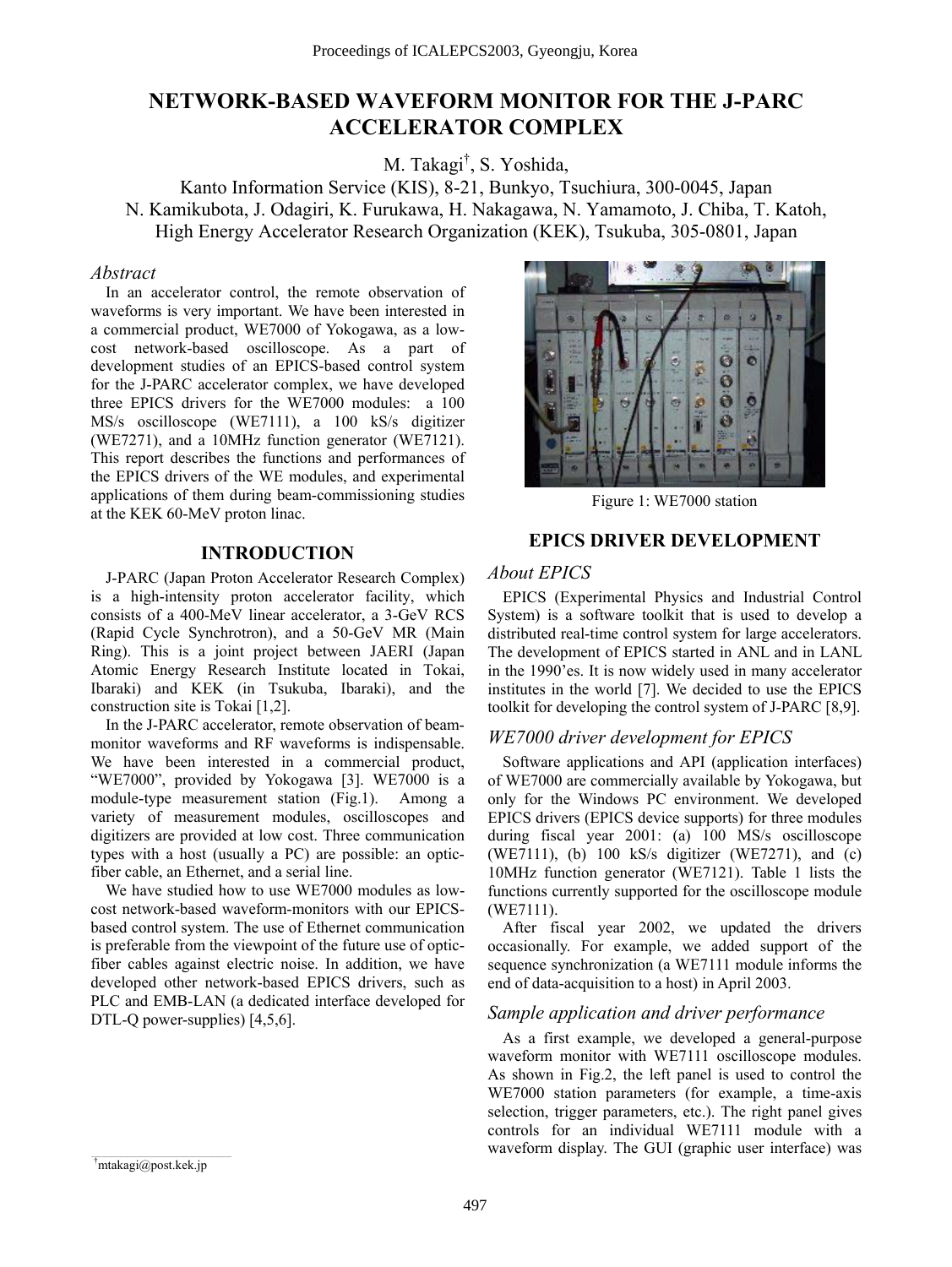# NETWORK-BASED WAVEFORM MONITOR FOR THE J-PARC ACCELERATOR COMPLEX

M. Takagi†, S. Yoshida,
Kanto Information Service (KIS), 8-21, Bunkyo, Tsuchiura, 300-0045, Japan
N. Kamikubota, J. Odagiri, K. Furukawa, H. Nakagawa, N. Yamamoto, J. Chiba, T. Katoh,
High Energy Accelerator Research Organization (KEK), Tsukuba, 305-0801, Japan

### *Abstract*

In an accelerator control, the remote observation of waveforms is very important. We have been interested in a commercial product, WE7000 of Yokogawa, as a low-cost network-based oscilloscope. As a part of development studies of an EPICS-based control system for the J-PARC accelerator complex, we have developed three EPICS drivers for the WE7000 modules: a 100 MS/s oscilloscope (WE7111), a 100 kS/s digitizer (WE7271), and a 10MHz function generator (WE7121). This report describes the functions and performances of the EPICS drivers of the WE modules, and experimental applications of them during beam-commissioning studies at the KEK 60-MeV proton linac.

## INTRODUCTION

J-PARC (Japan Proton Accelerator Research Complex) is a high-intensity proton accelerator facility, which consists of a 400-MeV linear accelerator, a 3-GeV RCS (Rapid Cycle Synchrotron), and a 50-GeV MR (Main Ring). This is a joint project between JAERI (Japan Atomic Energy Research Institute located in Tokai, Ibaraki) and KEK (in Tsukuba, Ibaraki), and the construction site is Tokai [1,2].

In the J-PARC accelerator, remote observation of beam-monitor waveforms and RF waveforms is indispensable. We have been interested in a commercial product, "WE7000", provided by Yokogawa [3]. WE7000 is a module-type measurement station (Fig.1). Among a variety of measurement modules, oscilloscopes and digitizers are provided at low cost. Three communication types with a host (usually a PC) are possible: an optic-fiber cable, an Ethernet, and a serial line.

We have studied how to use WE7000 modules as low-cost network-based waveform-monitors with our EPICS-based control system. The use of Ethernet communication is preferable from the viewpoint of the future use of optic-fiber cables against electric noise. In addition, we have developed other network-based EPICS drivers, such as PLC and EMB-LAN (a dedicated interface developed for DTL-Q power-supplies) [4,5,6].

Figure 1: WE7000 station

## EPICS DRIVER DEVELOPMENT

### *About EPICS*

EPICS (Experimental Physics and Industrial Control System) is a software toolkit that is used to develop a distributed real-time control system for large accelerators. The development of EPICS started in ANL and in LANL in the 1990'es. It is now widely used in many accelerator institutes in the world [7]. We decided to use the EPICS toolkit for developing the control system of J-PARC [8,9].

### *WE7000 driver development for EPICS*

Software applications and API (application interfaces) of WE7000 are commercially available by Yokogawa, but only for the Windows PC environment. We developed EPICS drivers (EPICS device supports) for three modules during fiscal year 2001: (a) 100 MS/s oscilloscope (WE7111), (b) 100 kS/s digitizer (WE7271), and (c) 10MHz function generator (WE7121). Table 1 lists the functions currently supported for the oscilloscope module (WE7111).

After fiscal year 2002, we updated the drivers occasionally. For example, we added support of the sequence synchronization (a WE7111 module informs the end of data-acquisition to a host) in April 2003.

### *Sample application and driver performance*

As a first example, we developed a general-purpose waveform monitor with WE7111 oscilloscope modules. As shown in Fig.2, the left panel is used to control the WE7000 station parameters (for example, a time-axis selection, trigger parameters, etc.). The right panel gives controls for an individual WE7111 module with a waveform display. The GUI (graphic user interface) was

†mtakagi@post.kek.jp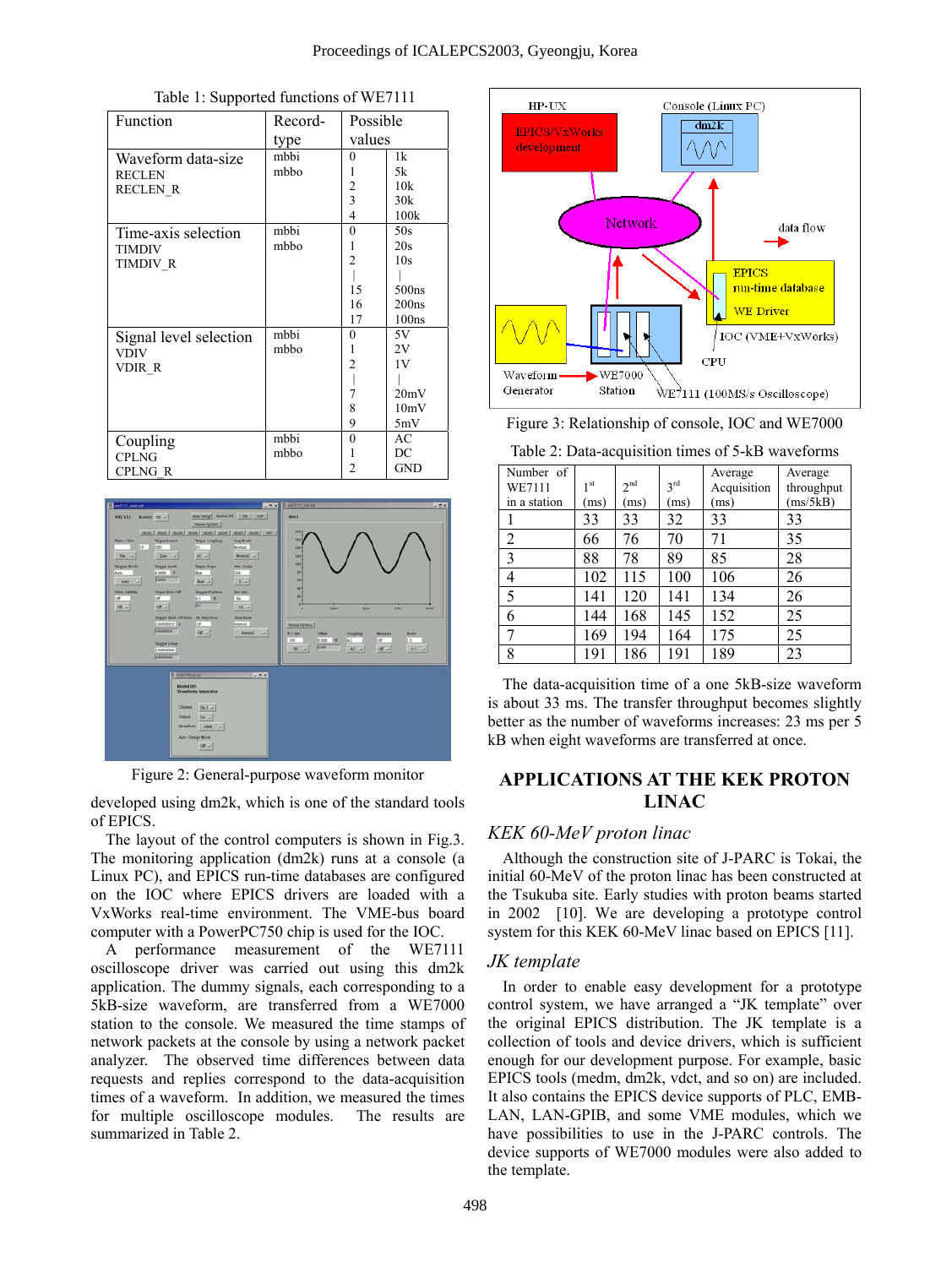Table 1: Supported functions of WE7111

| Function | Record-type | Possible values | |
|---|---|---|---|
| Waveform data-size<br>RECLEN<br>RECLEN_R | mbbi<br>mbbo | 0<br>1<br>2<br>3<br>4 | 1k<br>5k<br>10k<br>30k<br>100k |
| Time-axis selection<br>TIMDIV<br>TIMDIV_R | mbbi<br>mbbo | 0<br>1<br>2<br>\|<br>15<br>16<br>17 | 50s<br>20s<br>10s<br>\|<br>500ns<br>200ns<br>100ns |
| Signal level selection<br>VDIV<br>VDIR_R | mbbi<br>mbbo | 0<br>1<br>2<br>\|<br>7<br>8<br>9 | 5V<br>2V<br>1V<br>\|<br>20mV<br>10mV<br>5mV |
| Coupling<br>CPLNG<br>CPLNG_R | mbbi<br>mbbo | 0<br>1<br>2 | AC<br>DC<br>GND |

Figure 2: General-purpose waveform monitor

developed using dm2k, which is one of the standard tools of EPICS.

The layout of the control computers is shown in Fig.3. The monitoring application (dm2k) runs at a console (a Linux PC), and EPICS run-time databases are configured on the IOC where EPICS drivers are loaded with a VxWorks real-time environment. The VME-bus board computer with a PowerPC750 chip is used for the IOC.

A performance measurement of the WE7111 oscilloscope driver was carried out using this dm2k application. The dummy signals, each corresponding to a 5kB-size waveform, are transferred from a WE7000 station to the console. We measured the time stamps of network packets at the console by using a network packet analyzer. The observed time differences between data requests and replies correspond to the data-acquisition times of a waveform. In addition, we measured the times for multiple oscilloscope modules. The results are summarized in Table 2.

Figure 3: Relationship of console, IOC and WE7000

Table 2: Data-acquisition times of 5-kB waveforms

| Number of WE7111 in a station | 1st (ms) | 2nd (ms) | 3rd (ms) | Average Acquisition (ms) | Average throughput (ms/5kB) |
|---|---|---|---|---|---|
| 1 | 33 | 33 | 32 | 33 | 33 |
| 2 | 66 | 76 | 70 | 71 | 35 |
| 3 | 88 | 78 | 89 | 85 | 28 |
| 4 | 102 | 115 | 100 | 106 | 26 |
| 5 | 141 | 120 | 141 | 134 | 26 |
| 6 | 144 | 168 | 145 | 152 | 25 |
| 7 | 169 | 194 | 164 | 175 | 25 |
| 8 | 191 | 186 | 191 | 189 | 23 |

The data-acquisition time of a one 5kB-size waveform is about 33 ms. The transfer throughput becomes slightly better as the number of waveforms increases: 23 ms per 5 kB when eight waveforms are transferred at once.

## APPLICATIONS AT THE KEK PROTON LINAC

### *KEK 60-MeV proton linac*

Although the construction site of J-PARC is Tokai, the initial 60-MeV of the proton linac has been constructed at the Tsukuba site. Early studies with proton beams started in 2002 [10]. We are developing a prototype control system for this KEK 60-MeV linac based on EPICS [11].

### *JK template*

In order to enable easy development for a prototype control system, we have arranged a "JK template" over the original EPICS distribution. The JK template is a collection of tools and device drivers, which is sufficient enough for our development purpose. For example, basic EPICS tools (medm, dm2k, vdct, and so on) are included. It also contains the EPICS device supports of PLC, EMB-LAN, LAN-GPIB, and some VME modules, which we have possibilities to use in the J-PARC controls. The device supports of WE7000 modules were also added to the template.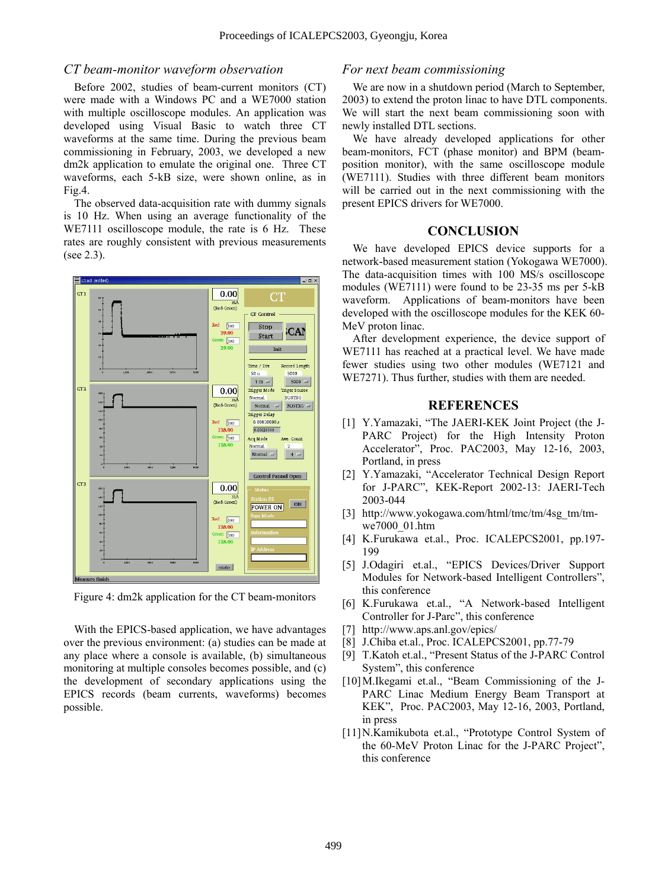### *CT beam-monitor waveform observation*

Before 2002, studies of beam-current monitors (CT) were made with a Windows PC and a WE7000 station with multiple oscilloscope modules. An application was developed using Visual Basic to watch three CT waveforms at the same time. During the previous beam commissioning in February, 2003, we developed a new dm2k application to emulate the original one. Three CT waveforms, each 5-kB size, were shown online, as in Fig.4.

The observed data-acquisition rate with dummy signals is 10 Hz. When using an average functionality of the WE7111 oscilloscope module, the rate is 6 Hz. These rates are roughly consistent with previous measurements (see 2.3).

Figure 4: dm2k application for the CT beam-monitors

With the EPICS-based application, we have advantages over the previous environment: (a) studies can be made at any place where a console is available, (b) simultaneous monitoring at multiple consoles becomes possible, and (c) the development of secondary applications using the EPICS records (beam currents, waveforms) becomes possible.

### *For next beam commissioning*

We are now in a shutdown period (March to September, 2003) to extend the proton linac to have DTL components. We will start the next beam commissioning soon with newly installed DTL sections.

We have already developed applications for other beam-monitors, FCT (phase monitor) and BPM (beam-position monitor), with the same oscilloscope module (WE7111). Studies with three different beam monitors will be carried out in the next commissioning with the present EPICS drivers for WE7000.

## CONCLUSION

We have developed EPICS device supports for a network-based measurement station (Yokogawa WE7000). The data-acquisition times with 100 MS/s oscilloscope modules (WE7111) were found to be 23-35 ms per 5-kB waveform. Applications of beam-monitors have been developed with the oscilloscope modules for the KEK 60-MeV proton linac.

After development experience, the device support of WE7111 has reached at a practical level. We have made fewer studies using two other modules (WE7121 and WE7271). Thus further, studies with them are needed.

## REFERENCES

[1] Y.Yamazaki, "The JAERI-KEK Joint Project (the J-PARC Project) for the High Intensity Proton Accelerator", Proc. PAC2003, May 12-16, 2003, Portland, in press

[2] Y.Yamazaki, "Accelerator Technical Design Report for J-PARC", KEK-Report 2002-13: JAERI-Tech 2003-044

[3] http://www.yokogawa.com/html/tmc/tm/4sg_tm/tm-we7000_01.htm

[4] K.Furukawa et.al., Proc. ICALEPCS2001, pp.197-199

[5] J.Odagiri et.al., "EPICS Devices/Driver Support Modules for Network-based Intelligent Controllers", this conference

[6] K.Furukawa et.al., "A Network-based Intelligent Controller for J-Parc", this conference

[7] http://www.aps.anl.gov/epics/

[8] J.Chiba et.al., Proc. ICALEPCS2001, pp.77-79

[9] T.Katoh et.al., "Present Status of the J-PARC Control System", this conference

[10] M.Ikegami et.al., "Beam Commissioning of the J-PARC Linac Medium Energy Beam Transport at KEK", Proc. PAC2003, May 12-16, 2003, Portland, in press

[11] N.Kamikubota et.al., "Prototype Control System of the 60-MeV Proton Linac for the J-PARC Project", this conference